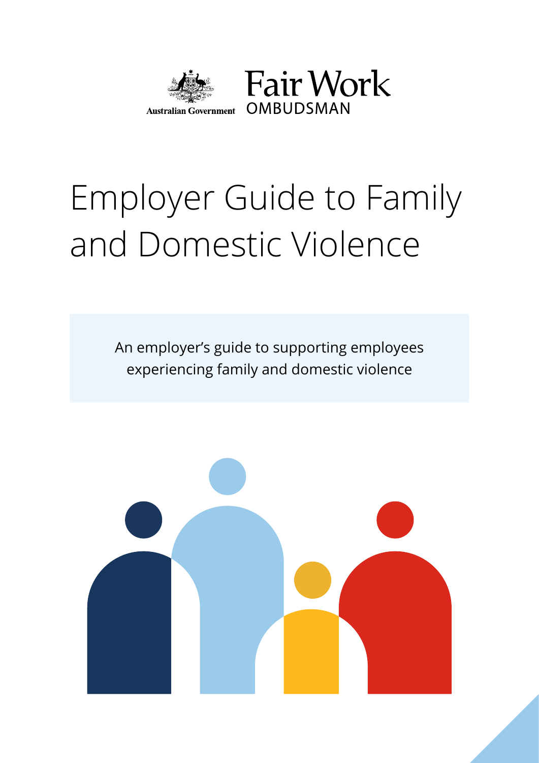Australian Government

Fair Work OMBUDSMAN

# Employer Guide to Family and Domestic Violence

An employer's guide to supporting employees experiencing family and domestic violence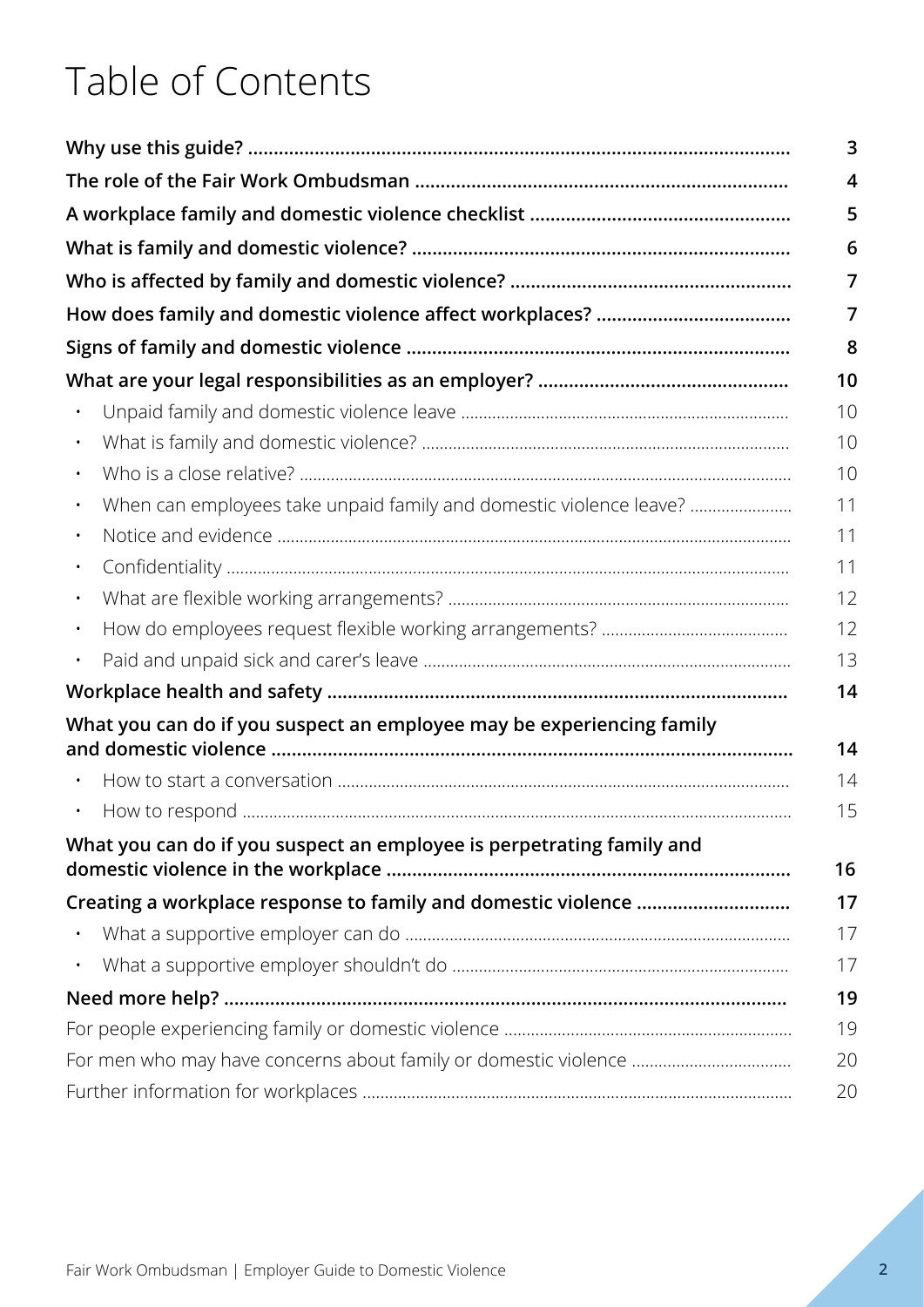# Table of Contents

| | |
|---|---|
| **Why use this guide?** | **3** |
| **The role of the Fair Work Ombudsman** | **4** |
| **A workplace family and domestic violence checklist** | **5** |
| **What is family and domestic violence?** | **6** |
| **Who is affected by family and domestic violence?** | **7** |
| **How does family and domestic violence affect workplaces?** | **7** |
| **Signs of family and domestic violence** | **8** |
| **What are your legal responsibilities as an employer?** | **10** |
| • Unpaid family and domestic violence leave | 10 |
| • What is family and domestic violence? | 10 |
| • Who is a close relative? | 10 |
| • When can employees take unpaid family and domestic violence leave? | 11 |
| • Notice and evidence | 11 |
| • Confidentiality | 11 |
| • What are flexible working arrangements? | 12 |
| • How do employees request flexible working arrangements? | 12 |
| • Paid and unpaid sick and carer's leave | 13 |
| **Workplace health and safety** | **14** |
| **What you can do if you suspect an employee may be experiencing family and domestic violence** | **14** |
| • How to start a conversation | 14 |
| • How to respond | 15 |
| **What you can do if you suspect an employee is perpetrating family and domestic violence in the workplace** | **16** |
| **Creating a workplace response to family and domestic violence** | **17** |
| • What a supportive employer can do | 17 |
| • What a supportive employer shouldn't do | 17 |
| **Need more help?** | **19** |
| For people experiencing family or domestic violence | 19 |
| For men who may have concerns about family or domestic violence | 20 |
| Further information for workplaces | 20 |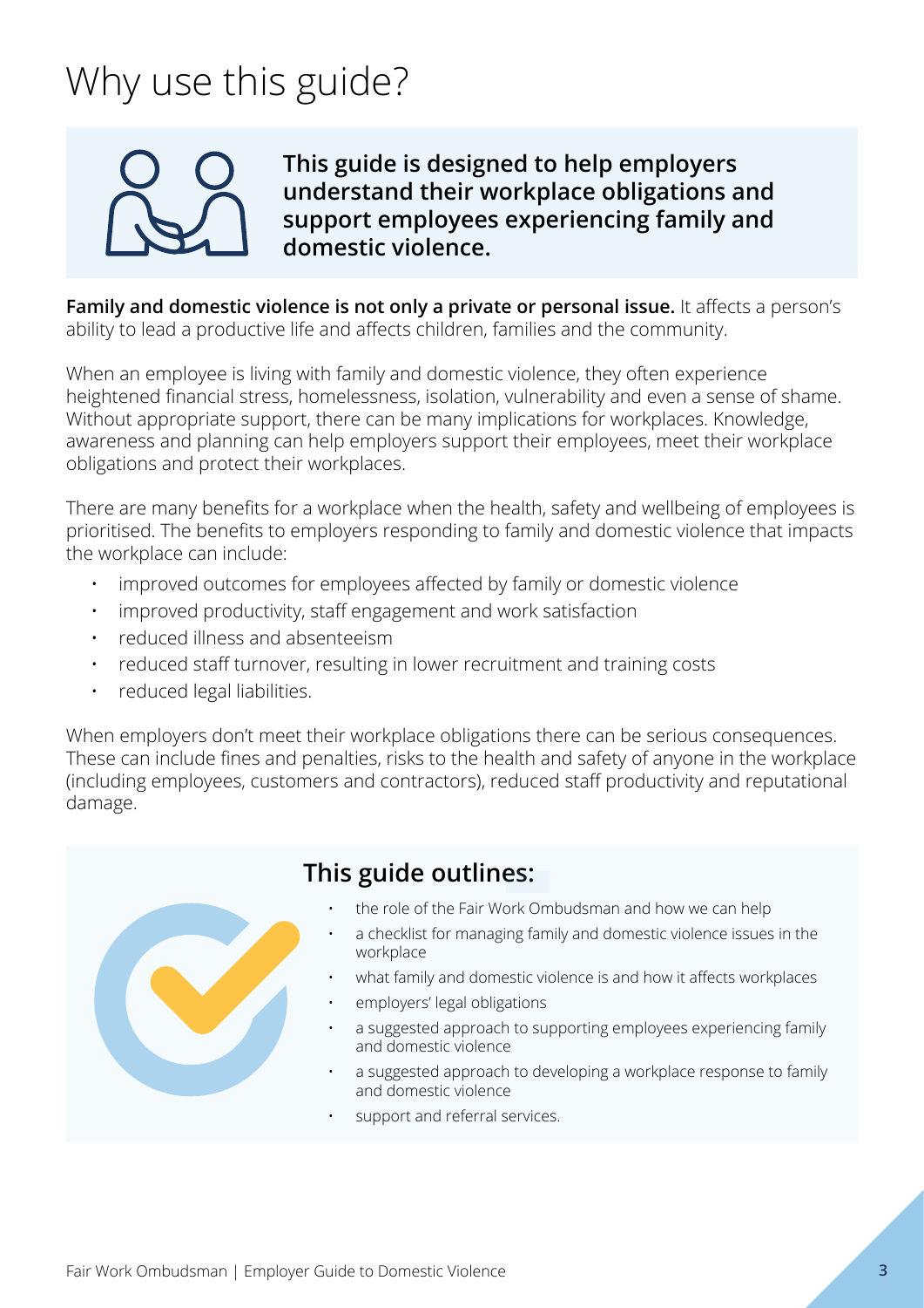# Why use this guide?

**This guide is designed to help employers understand their workplace obligations and support employees experiencing family and domestic violence.**

**Family and domestic violence is not only a private or personal issue.** It affects a person's ability to lead a productive life and affects children, families and the community.

When an employee is living with family and domestic violence, they often experience heightened financial stress, homelessness, isolation, vulnerability and even a sense of shame. Without appropriate support, there can be many implications for workplaces. Knowledge, awareness and planning can help employers support their employees, meet their workplace obligations and protect their workplaces.

There are many benefits for a workplace when the health, safety and wellbeing of employees is prioritised. The benefits to employers responding to family and domestic violence that impacts the workplace can include:

- improved outcomes for employees affected by family or domestic violence
- improved productivity, staff engagement and work satisfaction
- reduced illness and absenteeism
- reduced staff turnover, resulting in lower recruitment and training costs
- reduced legal liabilities.

When employers don't meet their workplace obligations there can be serious consequences. These can include fines and penalties, risks to the health and safety of anyone in the workplace (including employees, customers and contractors), reduced staff productivity and reputational damage.

## This guide outlines:

- the role of the Fair Work Ombudsman and how we can help
- a checklist for managing family and domestic violence issues in the workplace
- what family and domestic violence is and how it affects workplaces
- employers' legal obligations
- a suggested approach to supporting employees experiencing family and domestic violence
- a suggested approach to developing a workplace response to family and domestic violence
- support and referral services.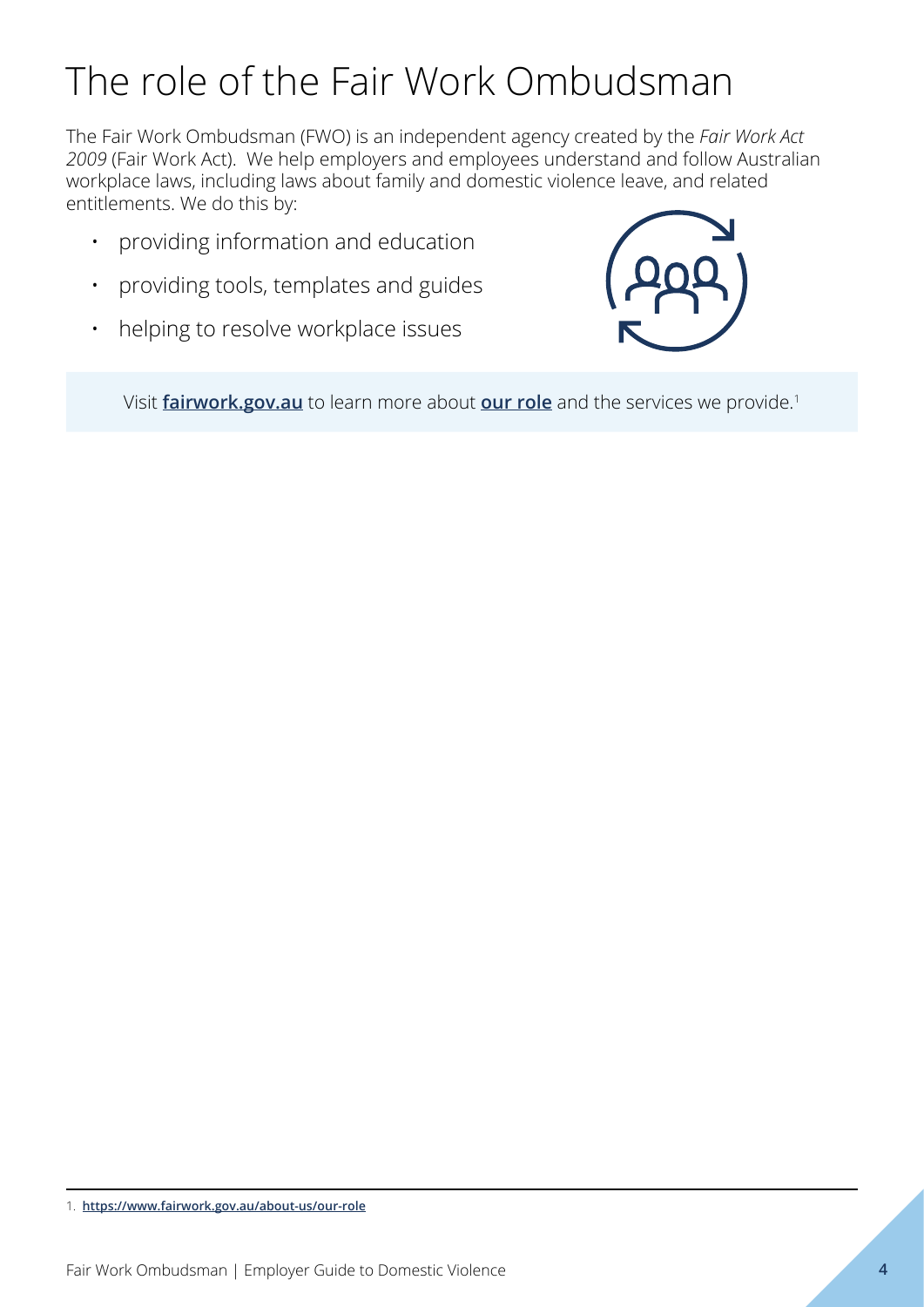# The role of the Fair Work Ombudsman

The Fair Work Ombudsman (FWO) is an independent agency created by the *Fair Work Act 2009* (Fair Work Act). We help employers and employees understand and follow Australian workplace laws, including laws about family and domestic violence leave, and related entitlements. We do this by:

- providing information and education
- providing tools, templates and guides
- helping to resolve workplace issues

Visit **fairwork.gov.au** to learn more about **our role** and the services we provide.[1]

---

1. **https://www.fairwork.gov.au/about-us/our-role**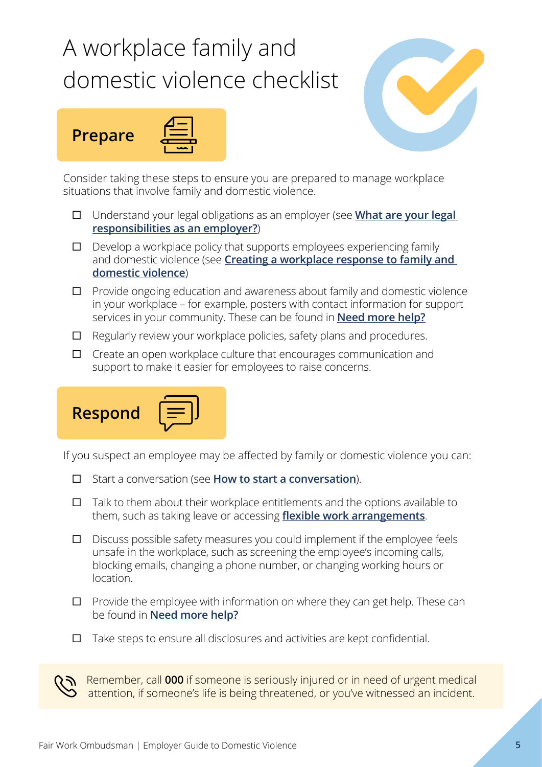# A workplace family and domestic violence checklist

## Prepare

Consider taking these steps to ensure you are prepared to manage workplace situations that involve family and domestic violence.

- ☐ Understand your legal obligations as an employer (see **What are your legal responsibilities as an employer?**)
- ☐ Develop a workplace policy that supports employees experiencing family and domestic violence (see **Creating a workplace response to family and domestic violence**)
- ☐ Provide ongoing education and awareness about family and domestic violence in your workplace – for example, posters with contact information for support services in your community. These can be found in **Need more help?**
- ☐ Regularly review your workplace policies, safety plans and procedures.
- ☐ Create an open workplace culture that encourages communication and support to make it easier for employees to raise concerns.

## Respond

If you suspect an employee may be affected by family or domestic violence you can:

- ☐ Start a conversation (see **How to start a conversation**).
- ☐ Talk to them about their workplace entitlements and the options available to them, such as taking leave or accessing **flexible work arrangements**.
- ☐ Discuss possible safety measures you could implement if the employee feels unsafe in the workplace, such as screening the employee's incoming calls, blocking emails, changing a phone number, or changing working hours or location.
- ☐ Provide the employee with information on where they can get help. These can be found in **Need more help?**
- ☐ Take steps to ensure all disclosures and activities are kept confidential.

Remember, call **000** if someone is seriously injured or in need of urgent medical attention, if someone's life is being threatened, or you've witnessed an incident.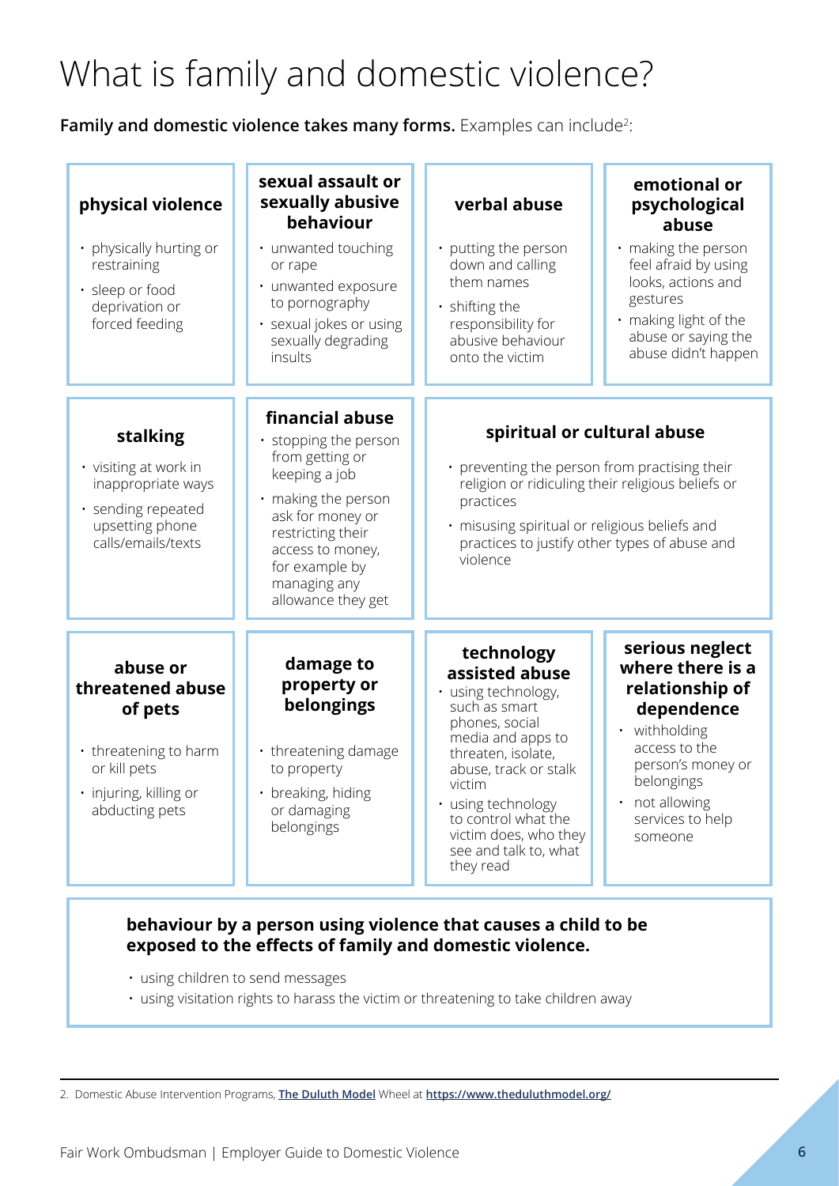# What is family and domestic violence?

**Family and domestic violence takes many forms.** Examples can include[2]:

### physical violence

- physically hurting or restraining
- sleep or food deprivation or forced feeding

### sexual assault or sexually abusive behaviour

- unwanted touching or rape
- unwanted exposure to pornography
- sexual jokes or using sexually degrading insults

### verbal abuse

- putting the person down and calling them names
- shifting the responsibility for abusive behaviour onto the victim

### emotional or psychological abuse

- making the person feel afraid by using looks, actions and gestures
- making light of the abuse or saying the abuse didn't happen

### stalking

- visiting at work in inappropriate ways
- sending repeated upsetting phone calls/emails/texts

### financial abuse

- stopping the person from getting or keeping a job
- making the person ask for money or restricting their access to money, for example by managing any allowance they get

### spiritual or cultural abuse

- preventing the person from practising their religion or ridiculing their religious beliefs or practices
- misusing spiritual or religious beliefs and practices to justify other types of abuse and violence

### abuse or threatened abuse of pets

- threatening to harm or kill pets
- injuring, killing or abducting pets

### damage to property or belongings

- threatening damage to property
- breaking, hiding or damaging belongings

### technology assisted abuse

- using technology, such as smart phones, social media and apps to threaten, isolate, abuse, track or stalk victim
- using technology to control what the victim does, who they see and talk to, what they read

### serious neglect where there is a relationship of dependence

- withholding access to the person's money or belongings
- not allowing services to help someone

### behaviour by a person using violence that causes a child to be exposed to the effects of family and domestic violence.

- using children to send messages
- using visitation rights to harass the victim or threatening to take children away

---

2. Domestic Abuse Intervention Programs, **The Duluth Model** Wheel at **https://www.theduluthmodel.org/**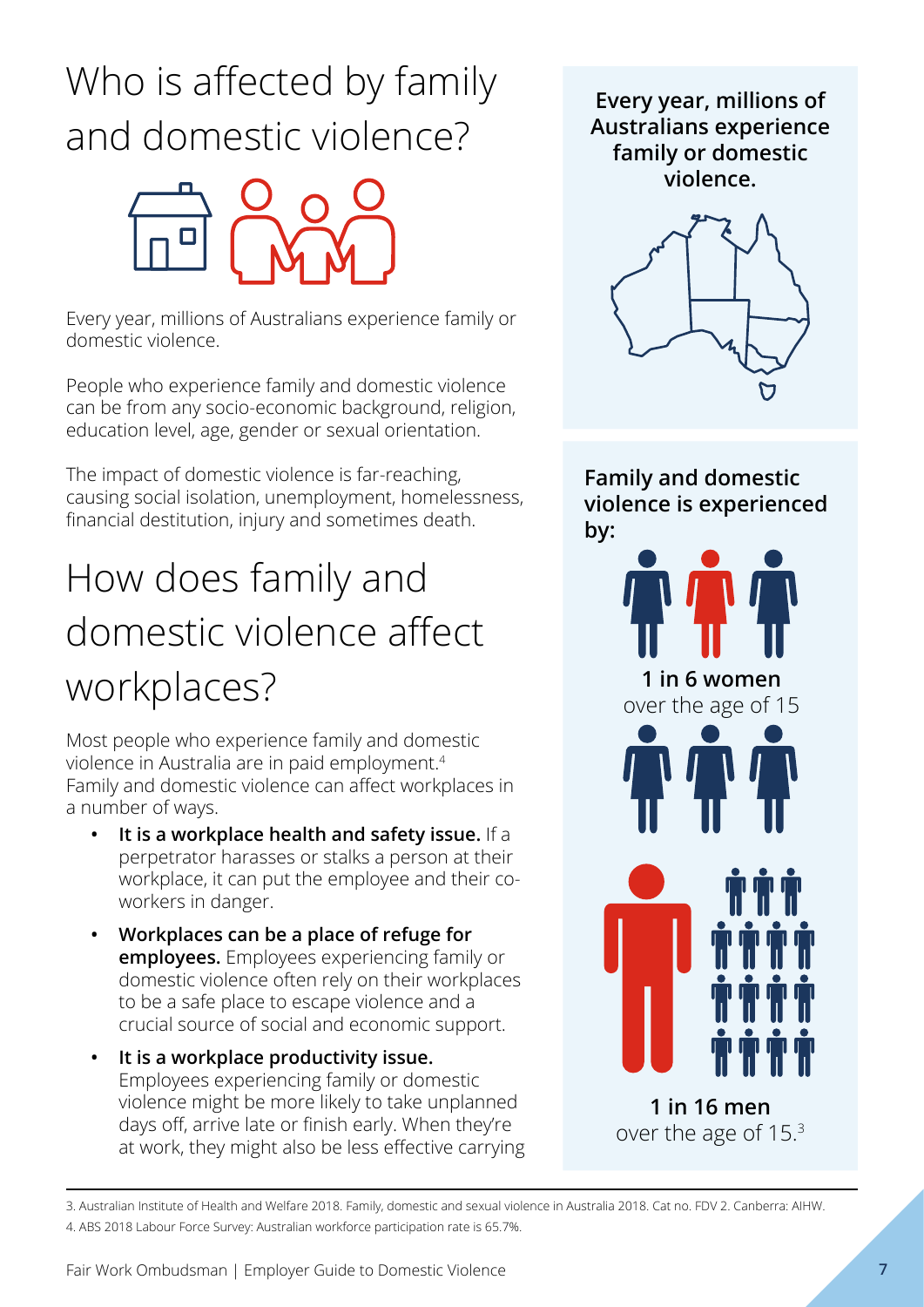# Who is affected by family and domestic violence?

Every year, millions of Australians experience family or domestic violence.

People who experience family and domestic violence can be from any socio-economic background, religion, education level, age, gender or sexual orientation.

The impact of domestic violence is far-reaching, causing social isolation, unemployment, homelessness, financial destitution, injury and sometimes death.

# How does family and domestic violence affect workplaces?

Most people who experience family and domestic violence in Australia are in paid employment.[4] Family and domestic violence can affect workplaces in a number of ways.

- **It is a workplace health and safety issue.** If a perpetrator harasses or stalks a person at their workplace, it can put the employee and their co-workers in danger.
- **Workplaces can be a place of refuge for employees.** Employees experiencing family or domestic violence often rely on their workplaces to be a safe place to escape violence and a crucial source of social and economic support.
- **It is a workplace productivity issue.** Employees experiencing family or domestic violence might be more likely to take unplanned days off, arrive late or finish early. When they're at work, they might also be less effective carrying

**Every year, millions of Australians experience family or domestic violence.**

**Family and domestic violence is experienced by:**

**1 in 6 women** over the age of 15

**1 in 16 men** over the age of 15.[3]

3. Australian Institute of Health and Welfare 2018. Family, domestic and sexual violence in Australia 2018. Cat no. FDV 2. Canberra: AIHW.

4. ABS 2018 Labour Force Survey: Australian workforce participation rate is 65.7%.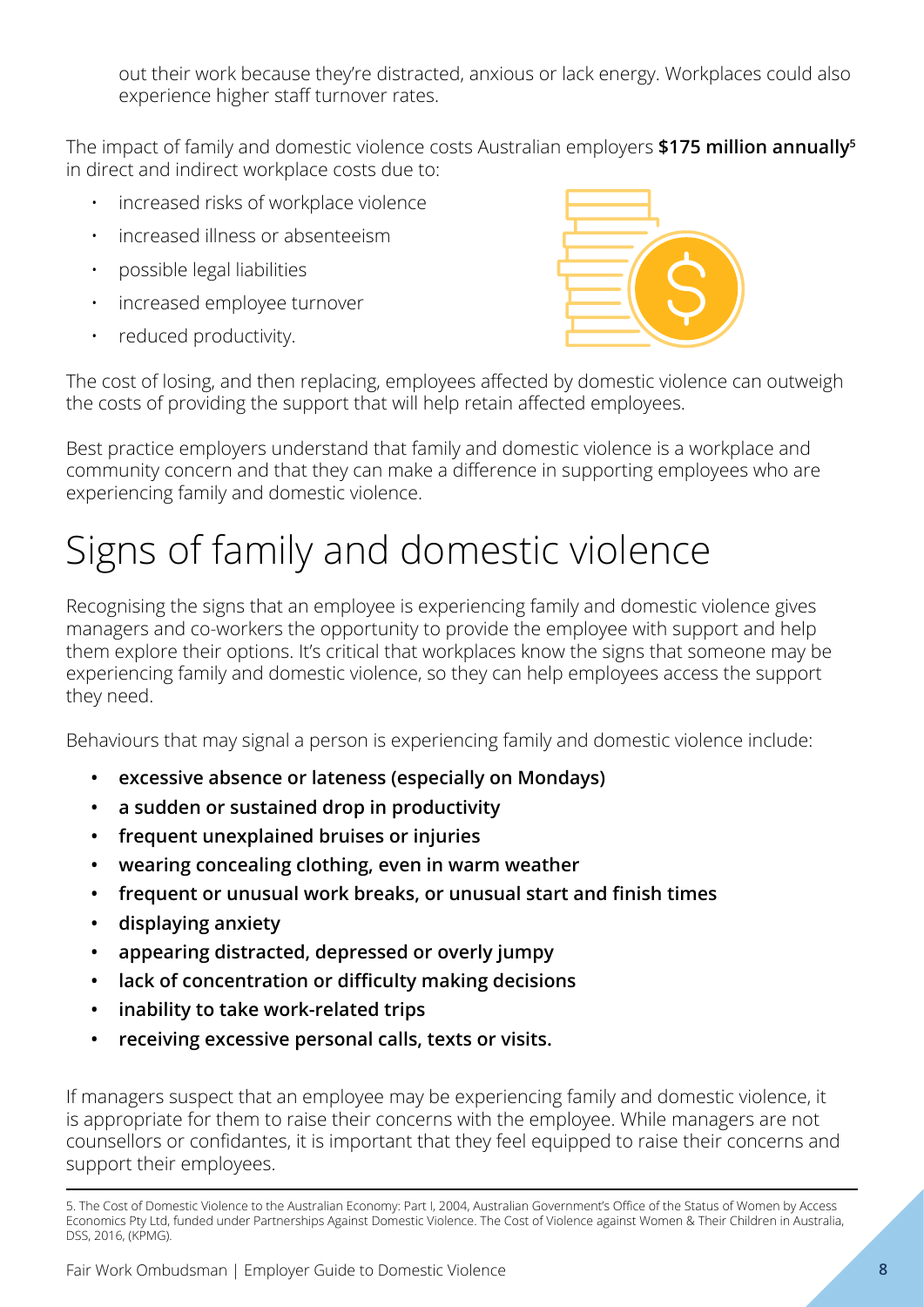out their work because they're distracted, anxious or lack energy. Workplaces could also experience higher staff turnover rates.

The impact of family and domestic violence costs Australian employers **$175 million annually**[5] in direct and indirect workplace costs due to:

- increased risks of workplace violence
- increased illness or absenteeism
- possible legal liabilities
- increased employee turnover
- reduced productivity.

The cost of losing, and then replacing, employees affected by domestic violence can outweigh the costs of providing the support that will help retain affected employees.

Best practice employers understand that family and domestic violence is a workplace and community concern and that they can make a difference in supporting employees who are experiencing family and domestic violence.

# Signs of family and domestic violence

Recognising the signs that an employee is experiencing family and domestic violence gives managers and co-workers the opportunity to provide the employee with support and help them explore their options. It's critical that workplaces know the signs that someone may be experiencing family and domestic violence, so they can help employees access the support they need.

Behaviours that may signal a person is experiencing family and domestic violence include:

- **excessive absence or lateness (especially on Mondays)**
- **a sudden or sustained drop in productivity**
- **frequent unexplained bruises or injuries**
- **wearing concealing clothing, even in warm weather**
- **frequent or unusual work breaks, or unusual start and finish times**
- **displaying anxiety**
- **appearing distracted, depressed or overly jumpy**
- **lack of concentration or difficulty making decisions**
- **inability to take work-related trips**
- **receiving excessive personal calls, texts or visits.**

If managers suspect that an employee may be experiencing family and domestic violence, it is appropriate for them to raise their concerns with the employee. While managers are not counsellors or confidantes, it is important that they feel equipped to raise their concerns and support their employees.

---

5. The Cost of Domestic Violence to the Australian Economy: Part I, 2004, Australian Government's Office of the Status of Women by Access Economics Pty Ltd, funded under Partnerships Against Domestic Violence. The Cost of Violence against Women & Their Children in Australia, DSS, 2016, (KPMG).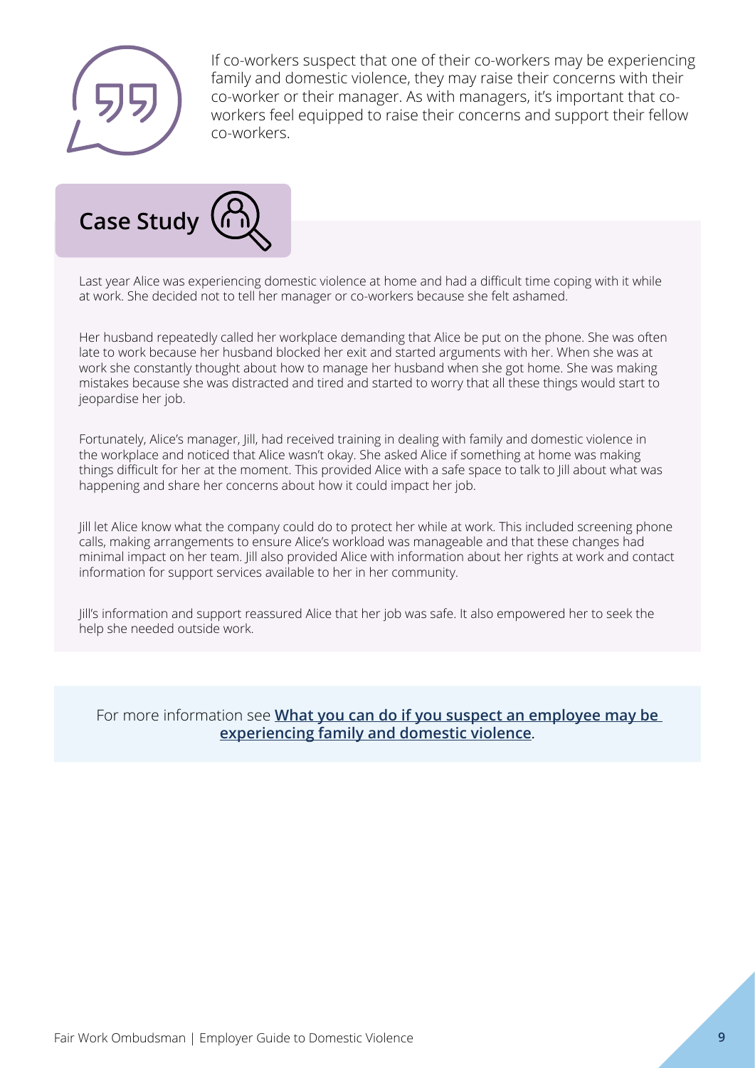If co-workers suspect that one of their co-workers may be experiencing family and domestic violence, they may raise their concerns with their co-worker or their manager. As with managers, it's important that co-workers feel equipped to raise their concerns and support their fellow co-workers.

## Case Study

Last year Alice was experiencing domestic violence at home and had a difficult time coping with it while at work. She decided not to tell her manager or co-workers because she felt ashamed.

Her husband repeatedly called her workplace demanding that Alice be put on the phone. She was often late to work because her husband blocked her exit and started arguments with her. When she was at work she constantly thought about how to manage her husband when she got home. She was making mistakes because she was distracted and tired and started to worry that all these things would start to jeopardise her job.

Fortunately, Alice's manager, Jill, had received training in dealing with family and domestic violence in the workplace and noticed that Alice wasn't okay. She asked Alice if something at home was making things difficult for her at the moment. This provided Alice with a safe space to talk to Jill about what was happening and share her concerns about how it could impact her job.

Jill let Alice know what the company could do to protect her while at work. This included screening phone calls, making arrangements to ensure Alice's workload was manageable and that these changes had minimal impact on her team. Jill also provided Alice with information about her rights at work and contact information for support services available to her in her community.

Jill's information and support reassured Alice that her job was safe. It also empowered her to seek the help she needed outside work.

For more information see **What you can do if you suspect an employee may be experiencing family and domestic violence**.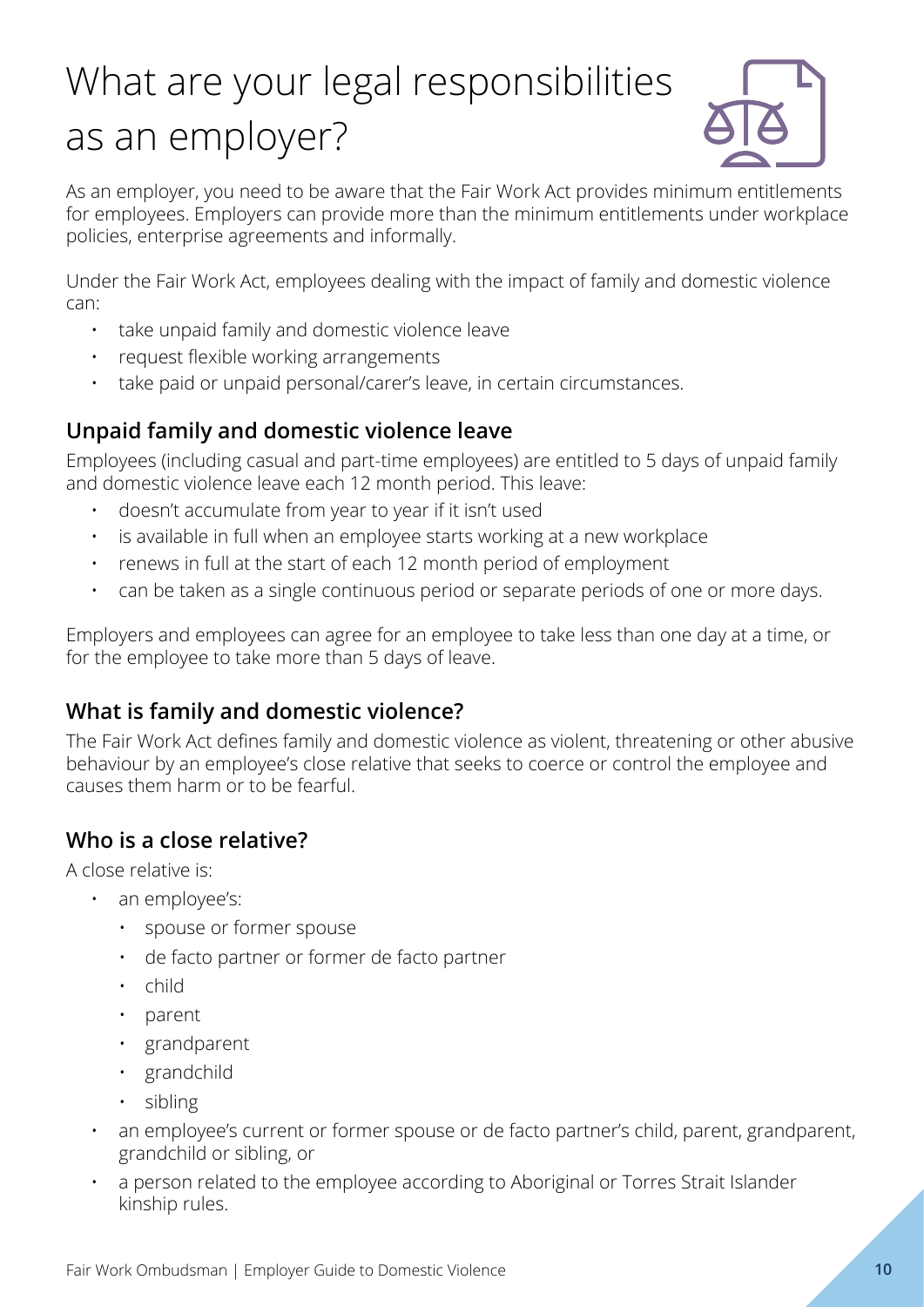# What are your legal responsibilities as an employer?

As an employer, you need to be aware that the Fair Work Act provides minimum entitlements for employees. Employers can provide more than the minimum entitlements under workplace policies, enterprise agreements and informally.

Under the Fair Work Act, employees dealing with the impact of family and domestic violence can:

- take unpaid family and domestic violence leave
- request flexible working arrangements
- take paid or unpaid personal/carer's leave, in certain circumstances.

## Unpaid family and domestic violence leave

Employees (including casual and part-time employees) are entitled to 5 days of unpaid family and domestic violence leave each 12 month period. This leave:

- doesn't accumulate from year to year if it isn't used
- is available in full when an employee starts working at a new workplace
- renews in full at the start of each 12 month period of employment
- can be taken as a single continuous period or separate periods of one or more days.

Employers and employees can agree for an employee to take less than one day at a time, or for the employee to take more than 5 days of leave.

## What is family and domestic violence?

The Fair Work Act defines family and domestic violence as violent, threatening or other abusive behaviour by an employee's close relative that seeks to coerce or control the employee and causes them harm or to be fearful.

## Who is a close relative?

A close relative is:

- an employee's:
  - spouse or former spouse
  - de facto partner or former de facto partner
  - child
  - parent
  - grandparent
  - grandchild
  - sibling
- an employee's current or former spouse or de facto partner's child, parent, grandparent, grandchild or sibling, or
- a person related to the employee according to Aboriginal or Torres Strait Islander kinship rules.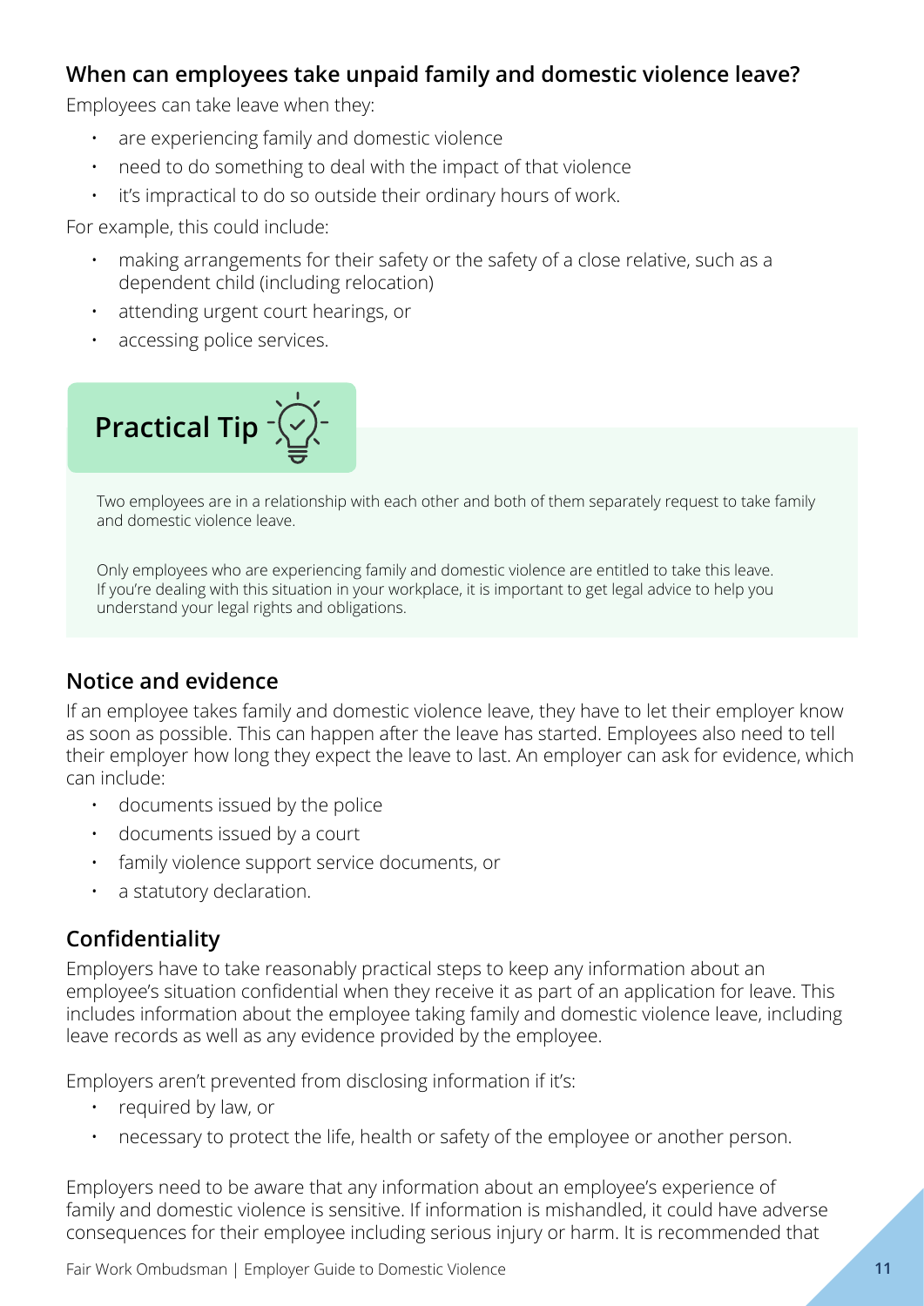## When can employees take unpaid family and domestic violence leave?

Employees can take leave when they:

- are experiencing family and domestic violence
- need to do something to deal with the impact of that violence
- it's impractical to do so outside their ordinary hours of work.

For example, this could include:

- making arrangements for their safety or the safety of a close relative, such as a dependent child (including relocation)
- attending urgent court hearings, or
- accessing police services.

> **Practical Tip**
>
> Two employees are in a relationship with each other and both of them separately request to take family and domestic violence leave.
>
> Only employees who are experiencing family and domestic violence are entitled to take this leave. If you're dealing with this situation in your workplace, it is important to get legal advice to help you understand your legal rights and obligations.

## Notice and evidence

If an employee takes family and domestic violence leave, they have to let their employer know as soon as possible. This can happen after the leave has started. Employees also need to tell their employer how long they expect the leave to last. An employer can ask for evidence, which can include:

- documents issued by the police
- documents issued by a court
- family violence support service documents, or
- a statutory declaration.

## Confidentiality

Employers have to take reasonably practical steps to keep any information about an employee's situation confidential when they receive it as part of an application for leave. This includes information about the employee taking family and domestic violence leave, including leave records as well as any evidence provided by the employee.

Employers aren't prevented from disclosing information if it's:

- required by law, or
- necessary to protect the life, health or safety of the employee or another person.

Employers need to be aware that any information about an employee's experience of family and domestic violence is sensitive. If information is mishandled, it could have adverse consequences for their employee including serious injury or harm. It is recommended that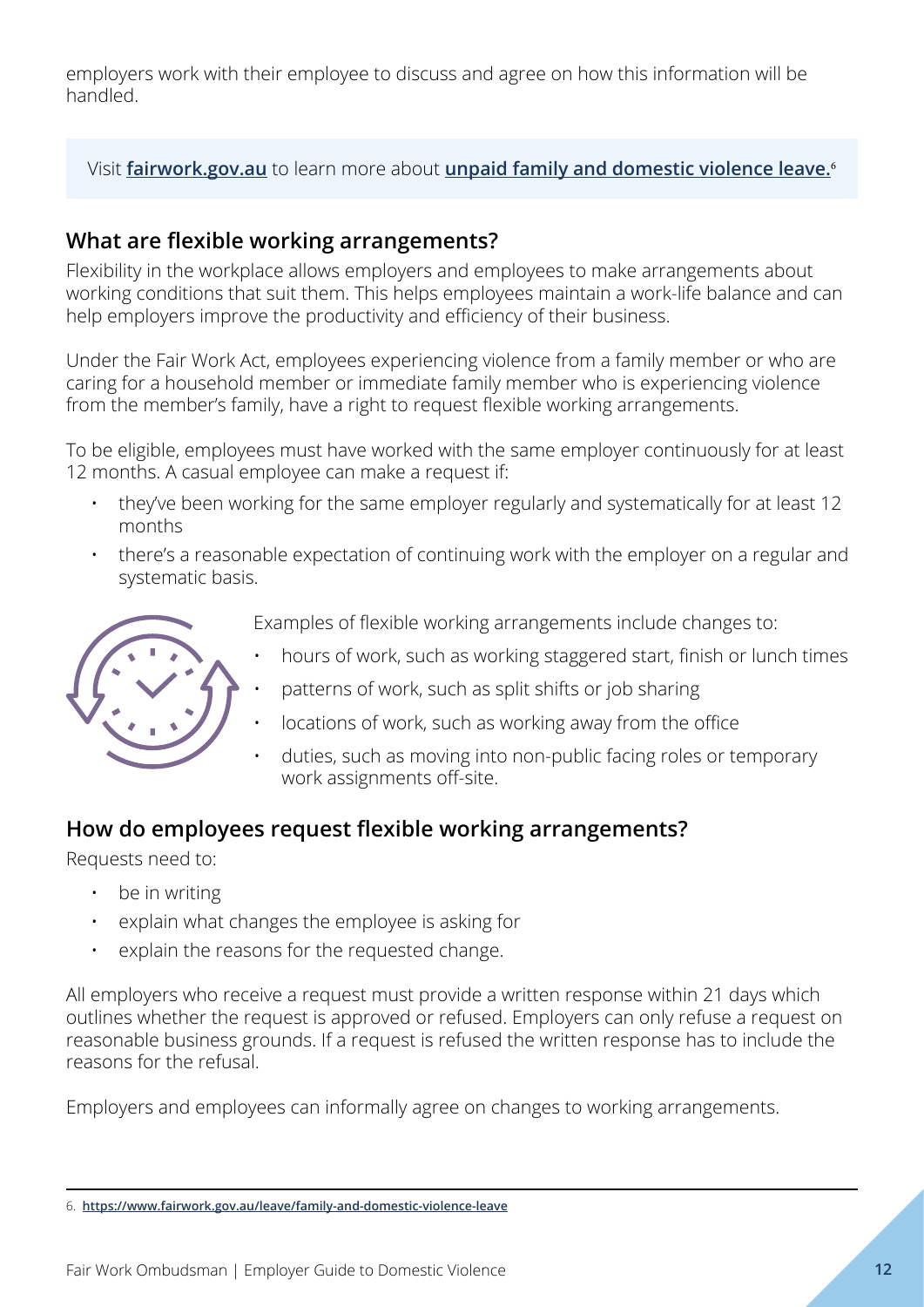employers work with their employee to discuss and agree on how this information will be handled.

Visit **fairwork.gov.au** to learn more about **unpaid family and domestic violence leave.**[6]

## What are flexible working arrangements?

Flexibility in the workplace allows employers and employees to make arrangements about working conditions that suit them. This helps employees maintain a work-life balance and can help employers improve the productivity and efficiency of their business.

Under the Fair Work Act, employees experiencing violence from a family member or who are caring for a household member or immediate family member who is experiencing violence from the member's family, have a right to request flexible working arrangements.

To be eligible, employees must have worked with the same employer continuously for at least 12 months. A casual employee can make a request if:

- they've been working for the same employer regularly and systematically for at least 12 months
- there's a reasonable expectation of continuing work with the employer on a regular and systematic basis.

Examples of flexible working arrangements include changes to:

- hours of work, such as working staggered start, finish or lunch times
- patterns of work, such as split shifts or job sharing
- locations of work, such as working away from the office
- duties, such as moving into non-public facing roles or temporary work assignments off-site.

## How do employees request flexible working arrangements?

Requests need to:

- be in writing
- explain what changes the employee is asking for
- explain the reasons for the requested change.

All employers who receive a request must provide a written response within 21 days which outlines whether the request is approved or refused. Employers can only refuse a request on reasonable business grounds. If a request is refused the written response has to include the reasons for the refusal.

Employers and employees can informally agree on changes to working arrangements.

---

6. **https://www.fairwork.gov.au/leave/family-and-domestic-violence-leave**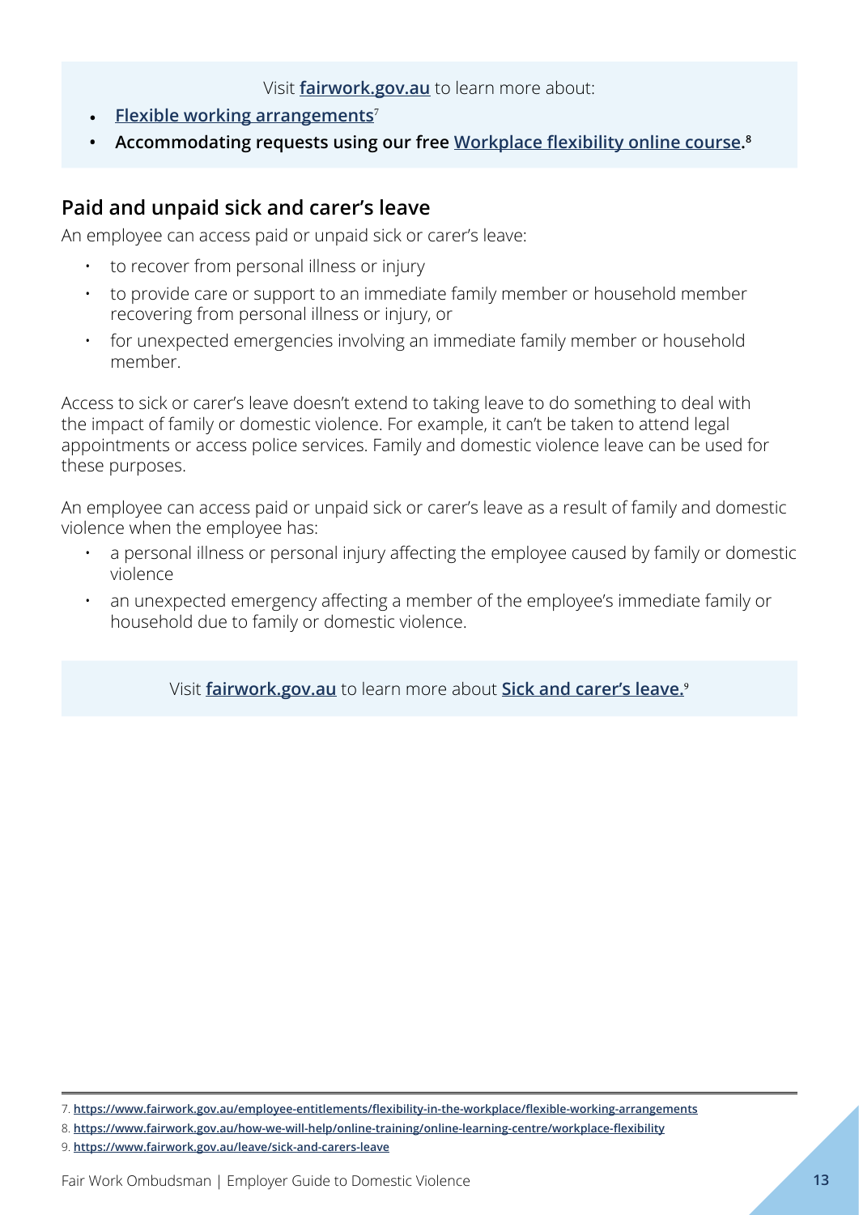Visit **fairwork.gov.au** to learn more about:

- **Flexible working arrangements**[7]
- **Accommodating requests using our free Workplace flexibility online course.**[8]

## Paid and unpaid sick and carer's leave

An employee can access paid or unpaid sick or carer's leave:

- to recover from personal illness or injury
- to provide care or support to an immediate family member or household member recovering from personal illness or injury, or
- for unexpected emergencies involving an immediate family member or household member.

Access to sick or carer's leave doesn't extend to taking leave to do something to deal with the impact of family or domestic violence. For example, it can't be taken to attend legal appointments or access police services. Family and domestic violence leave can be used for these purposes.

An employee can access paid or unpaid sick or carer's leave as a result of family and domestic violence when the employee has:

- a personal illness or personal injury affecting the employee caused by family or domestic violence
- an unexpected emergency affecting a member of the employee's immediate family or household due to family or domestic violence.

Visit **fairwork.gov.au** to learn more about **Sick and carer's leave.**[9]

---

7. **https://www.fairwork.gov.au/employee-entitlements/flexibility-in-the-workplace/flexible-working-arrangements**
8. **https://www.fairwork.gov.au/how-we-will-help/online-training/online-learning-centre/workplace-flexibility**
9. **https://www.fairwork.gov.au/leave/sick-and-carers-leave**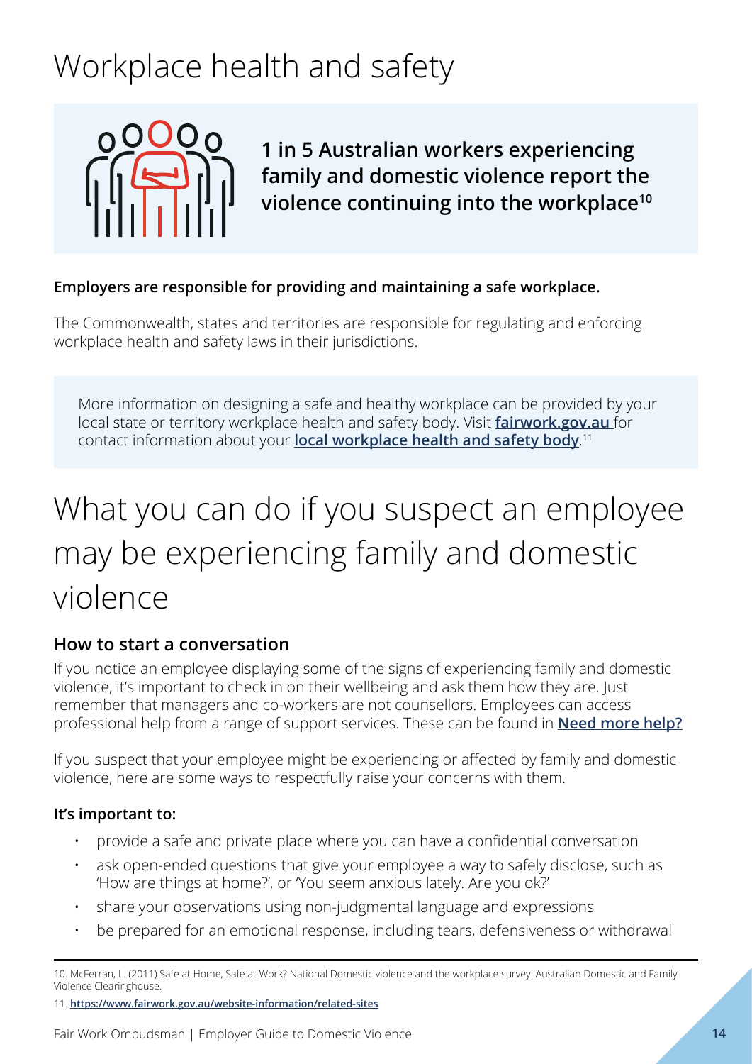# Workplace health and safety

**1 in 5 Australian workers experiencing family and domestic violence report the violence continuing into the workplace[10]**

**Employers are responsible for providing and maintaining a safe workplace.**

The Commonwealth, states and territories are responsible for regulating and enforcing workplace health and safety laws in their jurisdictions.

More information on designing a safe and healthy workplace can be provided by your local state or territory workplace health and safety body. Visit **fairwork.gov.au** for contact information about your **local workplace health and safety body**.[11]

# What you can do if you suspect an employee may be experiencing family and domestic violence

## How to start a conversation

If you notice an employee displaying some of the signs of experiencing family and domestic violence, it's important to check in on their wellbeing and ask them how they are. Just remember that managers and co-workers are not counsellors. Employees can access professional help from a range of support services. These can be found in **Need more help?**

If you suspect that your employee might be experiencing or affected by family and domestic violence, here are some ways to respectfully raise your concerns with them.

**It's important to:**

- provide a safe and private place where you can have a confidential conversation
- ask open-ended questions that give your employee a way to safely disclose, such as 'How are things at home?', or 'You seem anxious lately. Are you ok?'
- share your observations using non-judgmental language and expressions
- be prepared for an emotional response, including tears, defensiveness or withdrawal

---

10. McFerran, L. (2011) Safe at Home, Safe at Work? National Domestic violence and the workplace survey. Australian Domestic and Family Violence Clearinghouse.

11. **https://www.fairwork.gov.au/website-information/related-sites**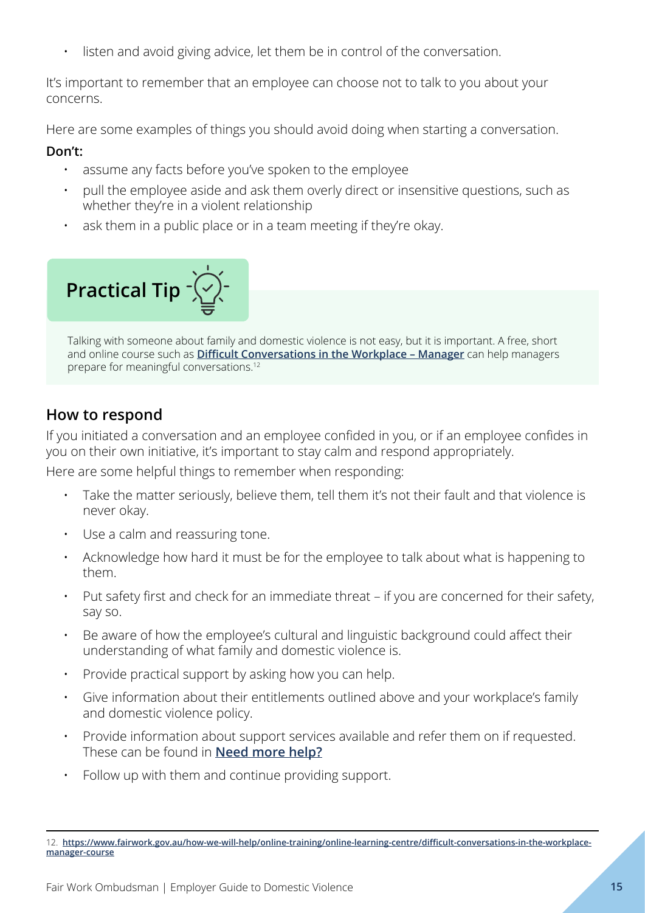- listen and avoid giving advice, let them be in control of the conversation.

It's important to remember that an employee can choose not to talk to you about your concerns.

Here are some examples of things you should avoid doing when starting a conversation.

**Don't:**

- assume any facts before you've spoken to the employee
- pull the employee aside and ask them overly direct or insensitive questions, such as whether they're in a violent relationship
- ask them in a public place or in a team meeting if they're okay.

**Practical Tip**

Talking with someone about family and domestic violence is not easy, but it is important. A free, short and online course such as **Difficult Conversations in the Workplace – Manager** can help managers prepare for meaningful conversations.[12]

## How to respond

If you initiated a conversation and an employee confided in you, or if an employee confides in you on their own initiative, it's important to stay calm and respond appropriately.

Here are some helpful things to remember when responding:

- Take the matter seriously, believe them, tell them it's not their fault and that violence is never okay.
- Use a calm and reassuring tone.
- Acknowledge how hard it must be for the employee to talk about what is happening to them.
- Put safety first and check for an immediate threat – if you are concerned for their safety, say so.
- Be aware of how the employee's cultural and linguistic background could affect their understanding of what family and domestic violence is.
- Provide practical support by asking how you can help.
- Give information about their entitlements outlined above and your workplace's family and domestic violence policy.
- Provide information about support services available and refer them on if requested. These can be found in **Need more help?**
- Follow up with them and continue providing support.

---

12. https://www.fairwork.gov.au/how-we-will-help/online-training/online-learning-centre/difficult-conversations-in-the-workplace-manager-course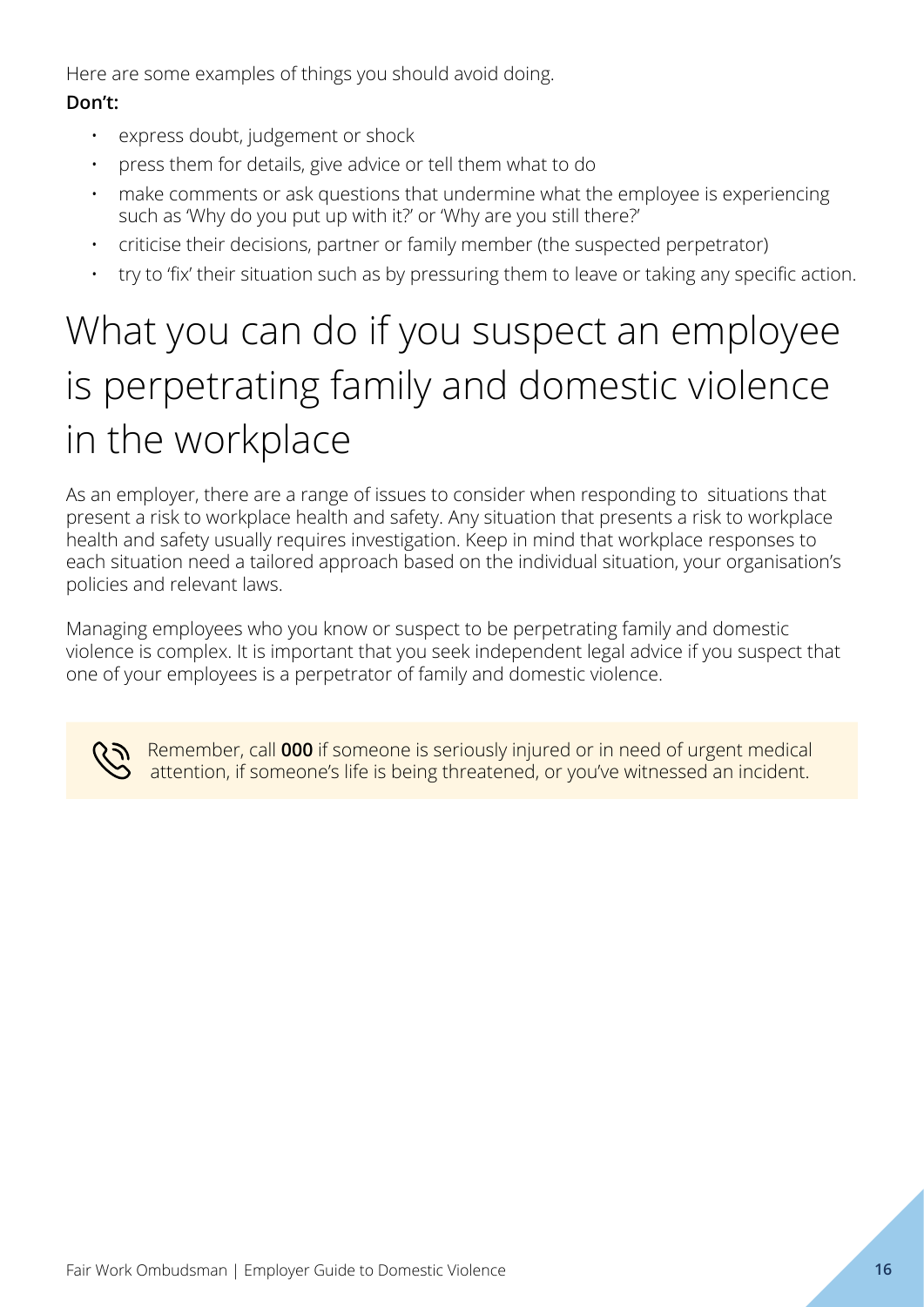Here are some examples of things you should avoid doing.

**Don't:**

- express doubt, judgement or shock
- press them for details, give advice or tell them what to do
- make comments or ask questions that undermine what the employee is experiencing such as 'Why do you put up with it?' or 'Why are you still there?'
- criticise their decisions, partner or family member (the suspected perpetrator)
- try to 'fix' their situation such as by pressuring them to leave or taking any specific action.

# What you can do if you suspect an employee is perpetrating family and domestic violence in the workplace

As an employer, there are a range of issues to consider when responding to situations that present a risk to workplace health and safety. Any situation that presents a risk to workplace health and safety usually requires investigation. Keep in mind that workplace responses to each situation need a tailored approach based on the individual situation, your organisation's policies and relevant laws.

Managing employees who you know or suspect to be perpetrating family and domestic violence is complex. It is important that you seek independent legal advice if you suspect that one of your employees is a perpetrator of family and domestic violence.

Remember, call **000** if someone is seriously injured or in need of urgent medical attention, if someone's life is being threatened, or you've witnessed an incident.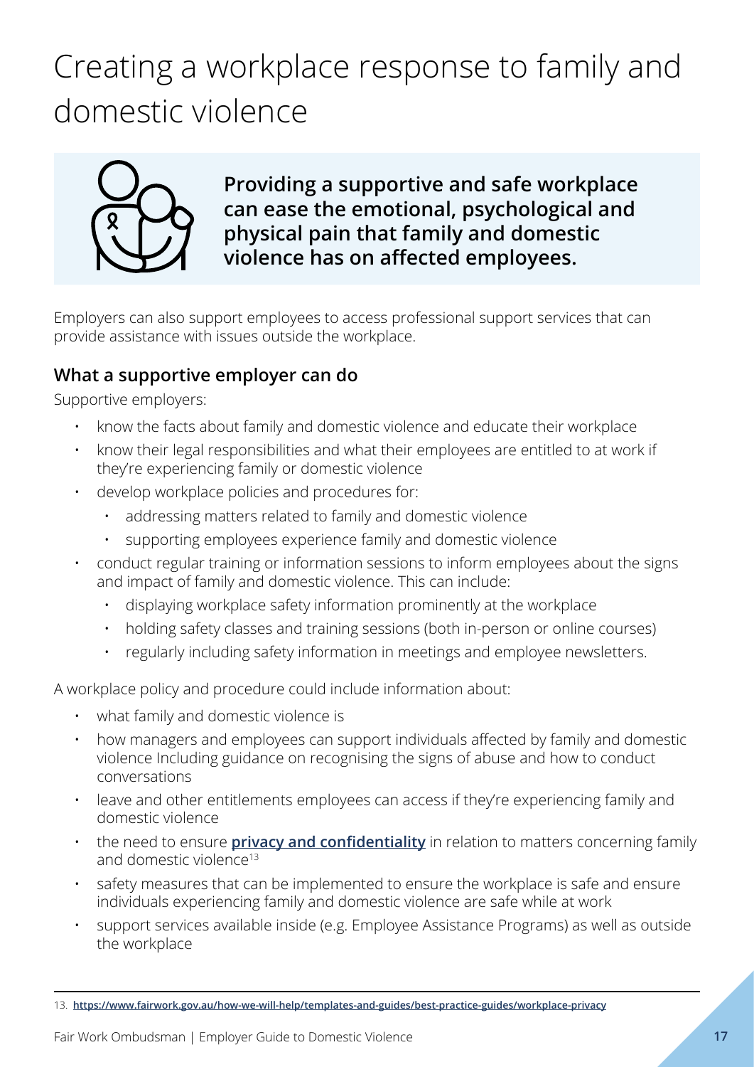# Creating a workplace response to family and domestic violence

**Providing a supportive and safe workplace can ease the emotional, psychological and physical pain that family and domestic violence has on affected employees.**

Employers can also support employees to access professional support services that can provide assistance with issues outside the workplace.

### What a supportive employer can do

Supportive employers:

- know the facts about family and domestic violence and educate their workplace
- know their legal responsibilities and what their employees are entitled to at work if they're experiencing family or domestic violence
- develop workplace policies and procedures for:
  - addressing matters related to family and domestic violence
  - supporting employees experience family and domestic violence
- conduct regular training or information sessions to inform employees about the signs and impact of family and domestic violence. This can include:
  - displaying workplace safety information prominently at the workplace
  - holding safety classes and training sessions (both in-person or online courses)
  - regularly including safety information in meetings and employee newsletters.

A workplace policy and procedure could include information about:

- what family and domestic violence is
- how managers and employees can support individuals affected by family and domestic violence Including guidance on recognising the signs of abuse and how to conduct conversations
- leave and other entitlements employees can access if they're experiencing family and domestic violence
- the need to ensure **privacy and confidentiality** in relation to matters concerning family and domestic violence[13]
- safety measures that can be implemented to ensure the workplace is safe and ensure individuals experiencing family and domestic violence are safe while at work
- support services available inside (e.g. Employee Assistance Programs) as well as outside the workplace

---

13. **https://www.fairwork.gov.au/how-we-will-help/templates-and-guides/best-practice-guides/workplace-privacy**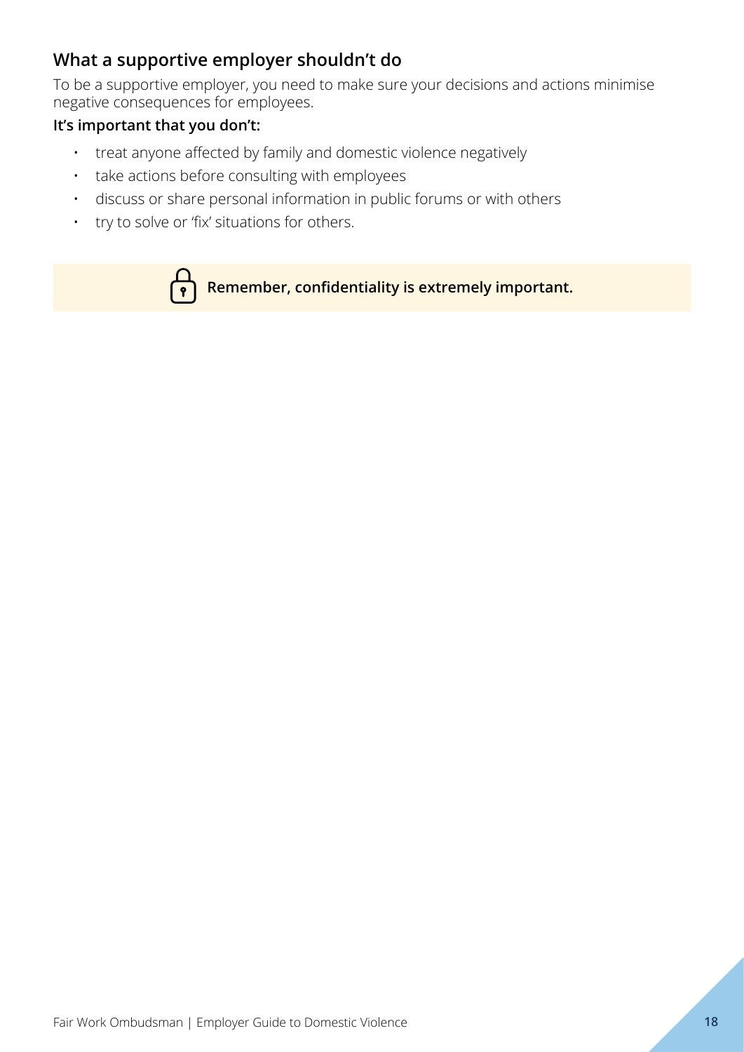## What a supportive employer shouldn't do

To be a supportive employer, you need to make sure your decisions and actions minimise negative consequences for employees.

**It's important that you don't:**

- treat anyone affected by family and domestic violence negatively
- take actions before consulting with employees
- discuss or share personal information in public forums or with others
- try to solve or 'fix' situations for others.

**Remember, confidentiality is extremely important.**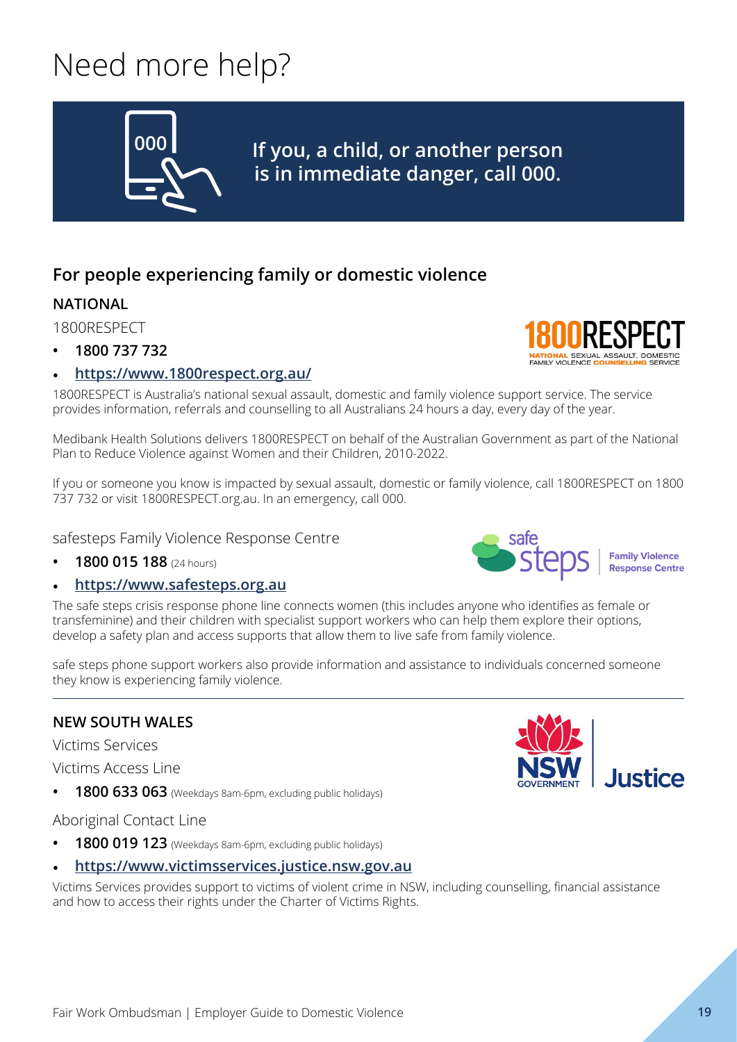# Need more help?

**If you, a child, or another person is in immediate danger, call 000.**

## For people experiencing family or domestic violence

### NATIONAL

1800RESPECT

- **1800 737 732**
- **https://www.1800respect.org.au/**

1800RESPECT is Australia's national sexual assault, domestic and family violence support service. The service provides information, referrals and counselling to all Australians 24 hours a day, every day of the year.

Medibank Health Solutions delivers 1800RESPECT on behalf of the Australian Government as part of the National Plan to Reduce Violence against Women and their Children, 2010-2022.

If you or someone you know is impacted by sexual assault, domestic or family violence, call 1800RESPECT on 1800 737 732 or visit 1800RESPECT.org.au. In an emergency, call 000.

safesteps Family Violence Response Centre

- **1800 015 188** (24 hours)
- **https://www.safesteps.org.au**

The safe steps crisis response phone line connects women (this includes anyone who identifies as female or transfeminine) and their children with specialist support workers who can help them explore their options, develop a safety plan and access supports that allow them to live safe from family violence.

safe steps phone support workers also provide information and assistance to individuals concerned someone they know is experiencing family violence.

---

### NEW SOUTH WALES

Victims Services

Victims Access Line

- **1800 633 063** (Weekdays 8am-6pm, excluding public holidays)

Aboriginal Contact Line

- **1800 019 123** (Weekdays 8am-6pm, excluding public holidays)
- **https://www.victimsservices.justice.nsw.gov.au**

Victims Services provides support to victims of violent crime in NSW, including counselling, financial assistance and how to access their rights under the Charter of Victims Rights.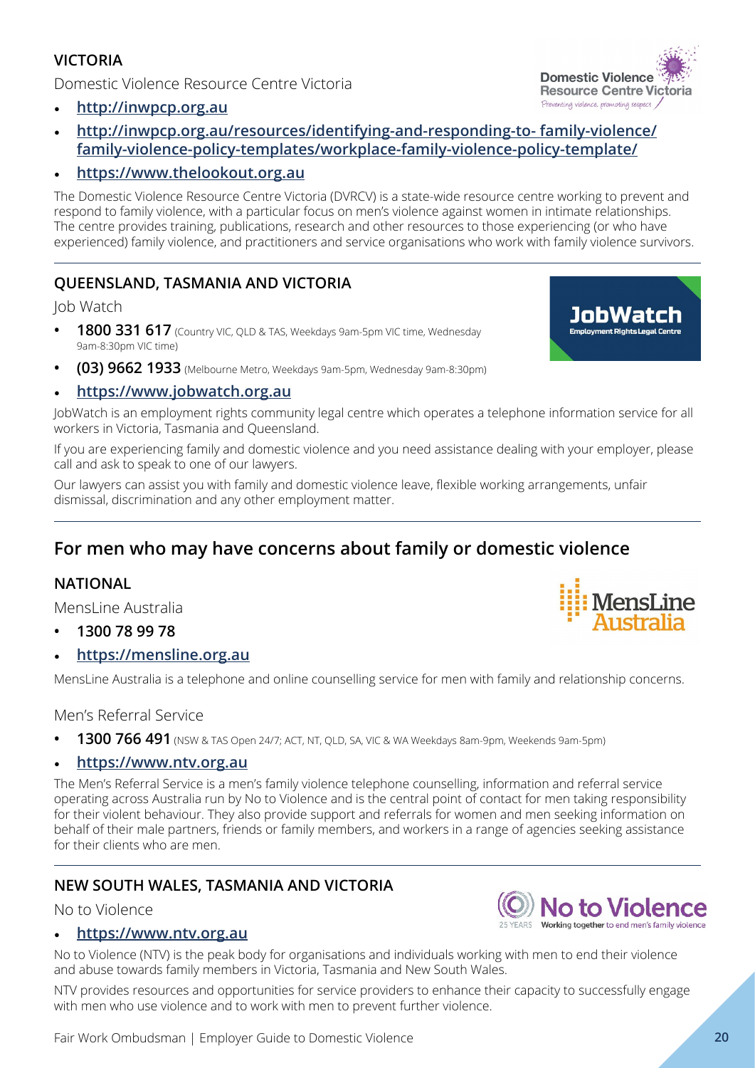### VICTORIA

Domestic Violence Resource Centre Victoria

- http://inwpcp.org.au
- http://inwpcp.org.au/resources/identifying-and-responding-to- family-violence/family-violence-policy-templates/workplace-family-violence-policy-template/
- https://www.thelookout.org.au

The Domestic Violence Resource Centre Victoria (DVRCV) is a state-wide resource centre working to prevent and respond to family violence, with a particular focus on men's violence against women in intimate relationships. The centre provides training, publications, research and other resources to those experiencing (or who have experienced) family violence, and practitioners and service organisations who work with family violence survivors.

### QUEENSLAND, TASMANIA AND VICTORIA

Job Watch

- **1800 331 617** (Country VIC, QLD & TAS, Weekdays 9am-5pm VIC time, Wednesday 9am-8:30pm VIC time)
- **(03) 9662 1933** (Melbourne Metro, Weekdays 9am-5pm, Wednesday 9am-8:30pm)
- https://www.jobwatch.org.au

JobWatch is an employment rights community legal centre which operates a telephone information service for all workers in Victoria, Tasmania and Queensland.

If you are experiencing family and domestic violence and you need assistance dealing with your employer, please call and ask to speak to one of our lawyers.

Our lawyers can assist you with family and domestic violence leave, flexible working arrangements, unfair dismissal, discrimination and any other employment matter.

## For men who may have concerns about family or domestic violence

### NATIONAL

MensLine Australia

- **1300 78 99 78**
- https://mensline.org.au

MensLine Australia is a telephone and online counselling service for men with family and relationship concerns.

Men's Referral Service

- **1300 766 491** (NSW & TAS Open 24/7; ACT, NT, QLD, SA, VIC & WA Weekdays 8am-9pm, Weekends 9am-5pm)
- https://www.ntv.org.au

The Men's Referral Service is a men's family violence telephone counselling, information and referral service operating across Australia run by No to Violence and is the central point of contact for men taking responsibility for their violent behaviour. They also provide support and referrals for women and men seeking information on behalf of their male partners, friends or family members, and workers in a range of agencies seeking assistance for their clients who are men.

### NEW SOUTH WALES, TASMANIA AND VICTORIA

No to Violence

- https://www.ntv.org.au

No to Violence (NTV) is the peak body for organisations and individuals working with men to end their violence and abuse towards family members in Victoria, Tasmania and New South Wales.

NTV provides resources and opportunities for service providers to enhance their capacity to successfully engage with men who use violence and to work with men to prevent further violence.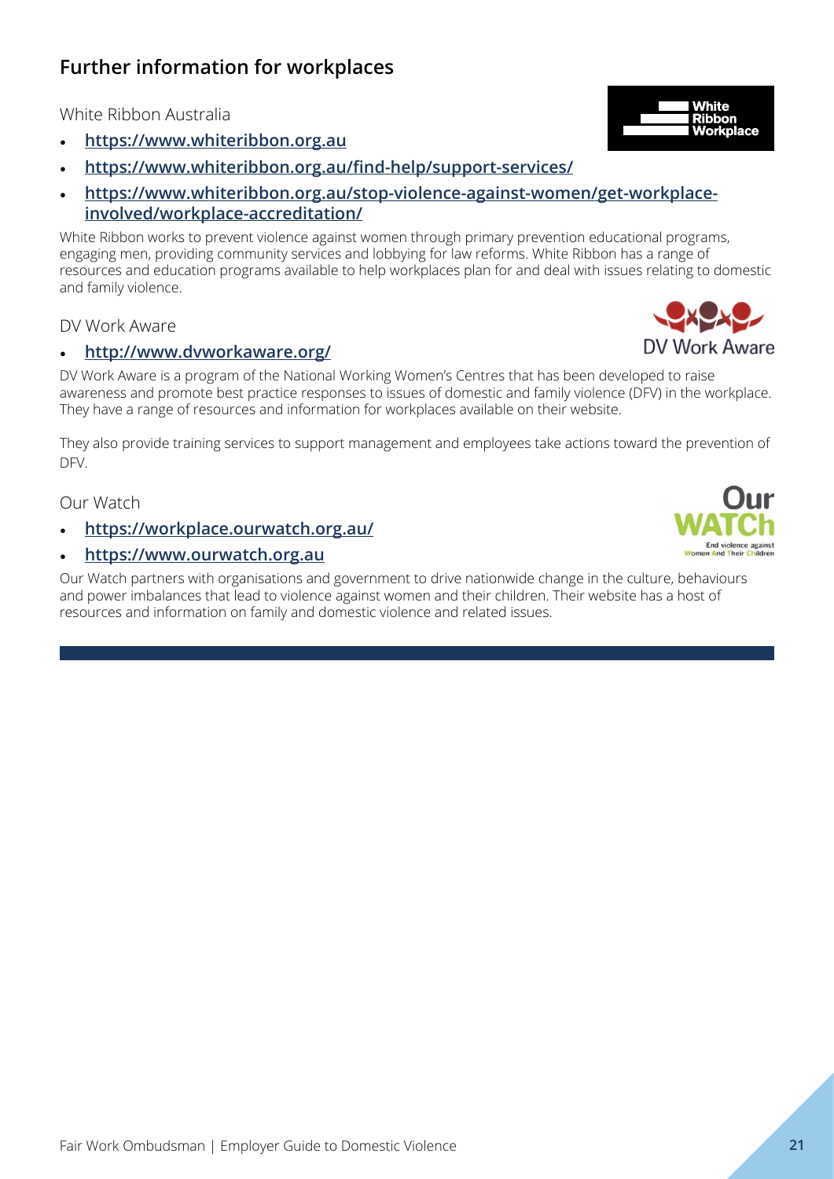## Further information for workplaces

White Ribbon Australia

- **https://www.whiteribbon.org.au**
- **https://www.whiteribbon.org.au/find-help/support-services/**
- **https://www.whiteribbon.org.au/stop-violence-against-women/get-workplace-involved/workplace-accreditation/**

White Ribbon works to prevent violence against women through primary prevention educational programs, engaging men, providing community services and lobbying for law reforms. White Ribbon has a range of resources and education programs available to help workplaces plan for and deal with issues relating to domestic and family violence.

DV Work Aware

- **http://www.dvworkaware.org/**

DV Work Aware is a program of the National Working Women's Centres that has been developed to raise awareness and promote best practice responses to issues of domestic and family violence (DFV) in the workplace. They have a range of resources and information for workplaces available on their website.

They also provide training services to support management and employees take actions toward the prevention of DFV.

Our Watch

- **https://workplace.ourwatch.org.au/**
- **https://www.ourwatch.org.au**

Our Watch partners with organisations and government to drive nationwide change in the culture, behaviours and power imbalances that lead to violence against women and their children. Their website has a host of resources and information on family and domestic violence and related issues.